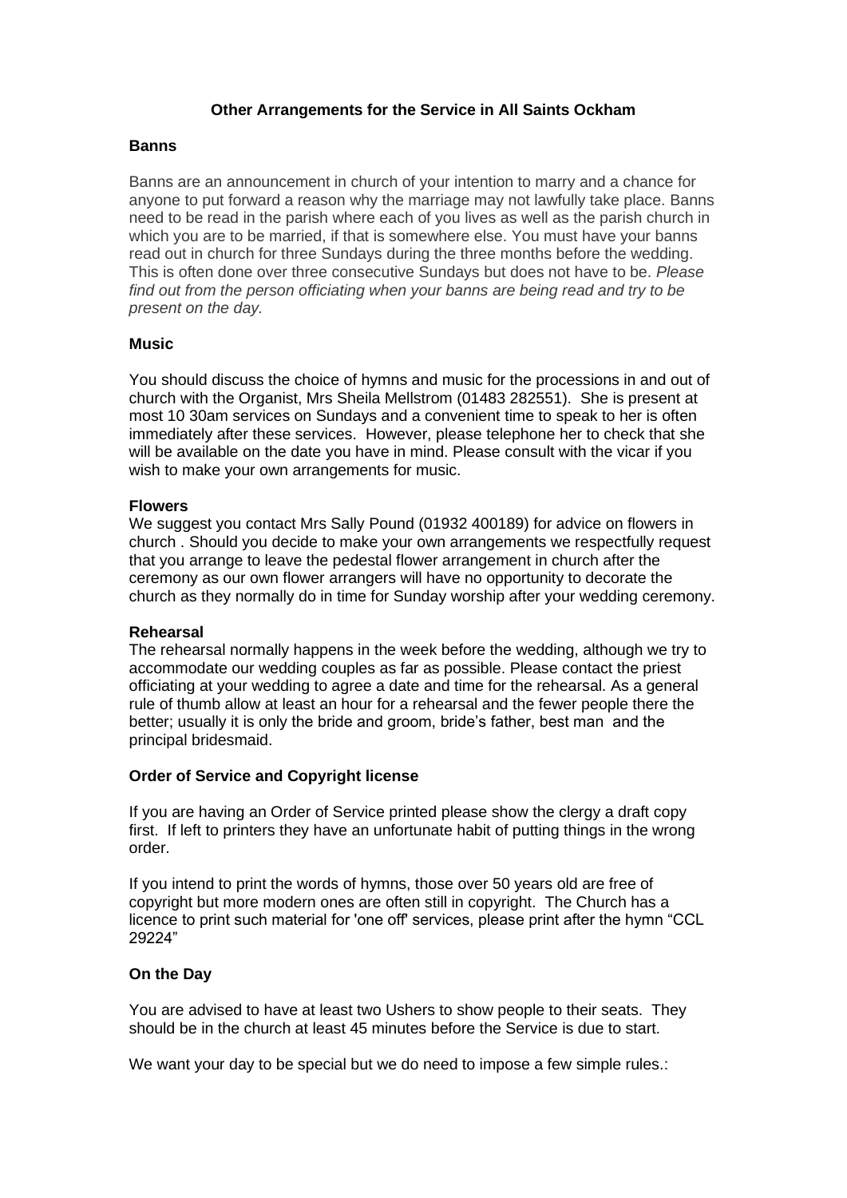# Other Arrangements for the Service in All Saints Ockham

## Banns

Banns are an announcement in church of your intention to marry and a chance for anyone to put forward a reason why the marriage may not lawfully take place. Banns need to be read in the parish where each of you lives as well as the parish church in which you are to be married, if that is somewhere else. You must have your banns read out in church for three Sundays during the three months before the wedding. This is often done over three consecutive Sundays but does not have to be. *Please find out from the person officiating when your banns are being read and try to be present on the day.*

## Music

You should discuss the choice of hymns and music for the processions in and out of church with the Organist, Mrs Sheila Mellstrom (01483 282551). She is present at most 10 30am services on Sundays and a convenient time to speak to her is often immediately after these services. However, please telephone her to check that she will be available on the date you have in mind. Please consult with the vicar if you wish to make your own arrangements for music.

## Flowers

We suggest you contact Mrs Sally Pound (01932 400189) for advice on flowers in church . Should you decide to make your own arrangements we respectfully request that you arrange to leave the pedestal flower arrangement in church after the ceremony as our own flower arrangers will have no opportunity to decorate the church as they normally do in time for Sunday worship after your wedding ceremony.

## Rehearsal

The rehearsal normally happens in the week before the wedding, although we try to accommodate our wedding couples as far as possible. Please contact the priest officiating at your wedding to agree a date and time for the rehearsal. As a general rule of thumb allow at least an hour for a rehearsal and the fewer people there the better; usually it is only the bride and groom, bride's father, best man and the principal bridesmaid.

## Order of Service and Copyright license

If you are having an Order of Service printed please show the clergy a draft copy first. If left to printers they have an unfortunate habit of putting things in the wrong order.

If you intend to print the words of hymns, those over 50 years old are free of copyright but more modern ones are often still in copyright. The Church has a licence to print such material for 'one off' services, please print after the hymn "CCL 29224"

## On the Day

You are advised to have at least two Ushers to show people to their seats. They should be in the church at least 45 minutes before the Service is due to start.

We want your day to be special but we do need to impose a few simple rules.: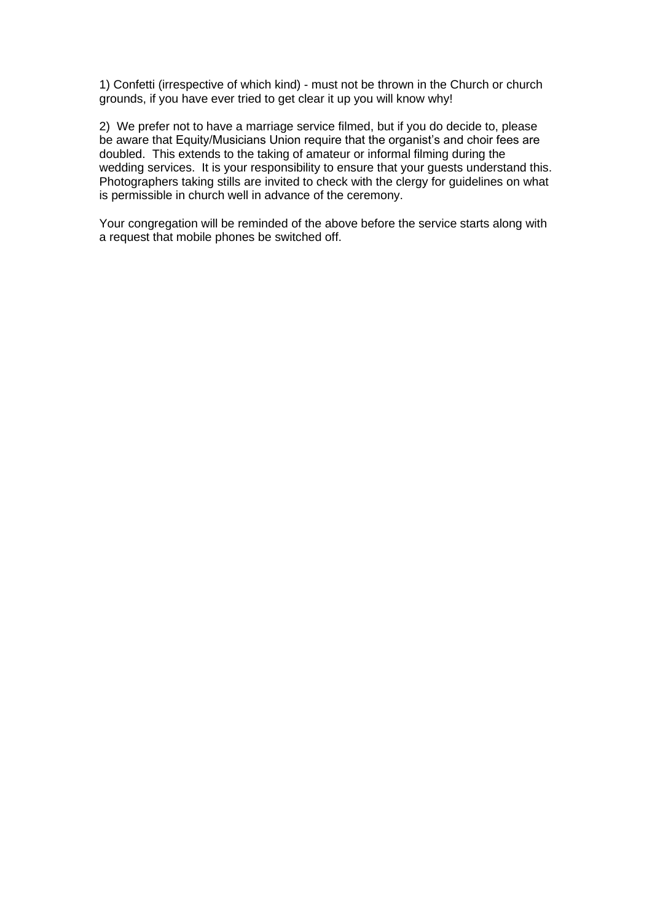1) Confetti (irrespective of which kind) - must not be thrown in the Church or church grounds, if you have ever tried to get clear it up you will know why!

2) We prefer not to have a marriage service filmed, but if you do decide to, please be aware that Equity/Musicians Union require that the organist's and choir fees are doubled. This extends to the taking of amateur or informal filming during the wedding services. It is your responsibility to ensure that your guests understand this. Photographers taking stills are invited to check with the clergy for guidelines on what is permissible in church well in advance of the ceremony.

Your congregation will be reminded of the above before the service starts along with a request that mobile phones be switched off.